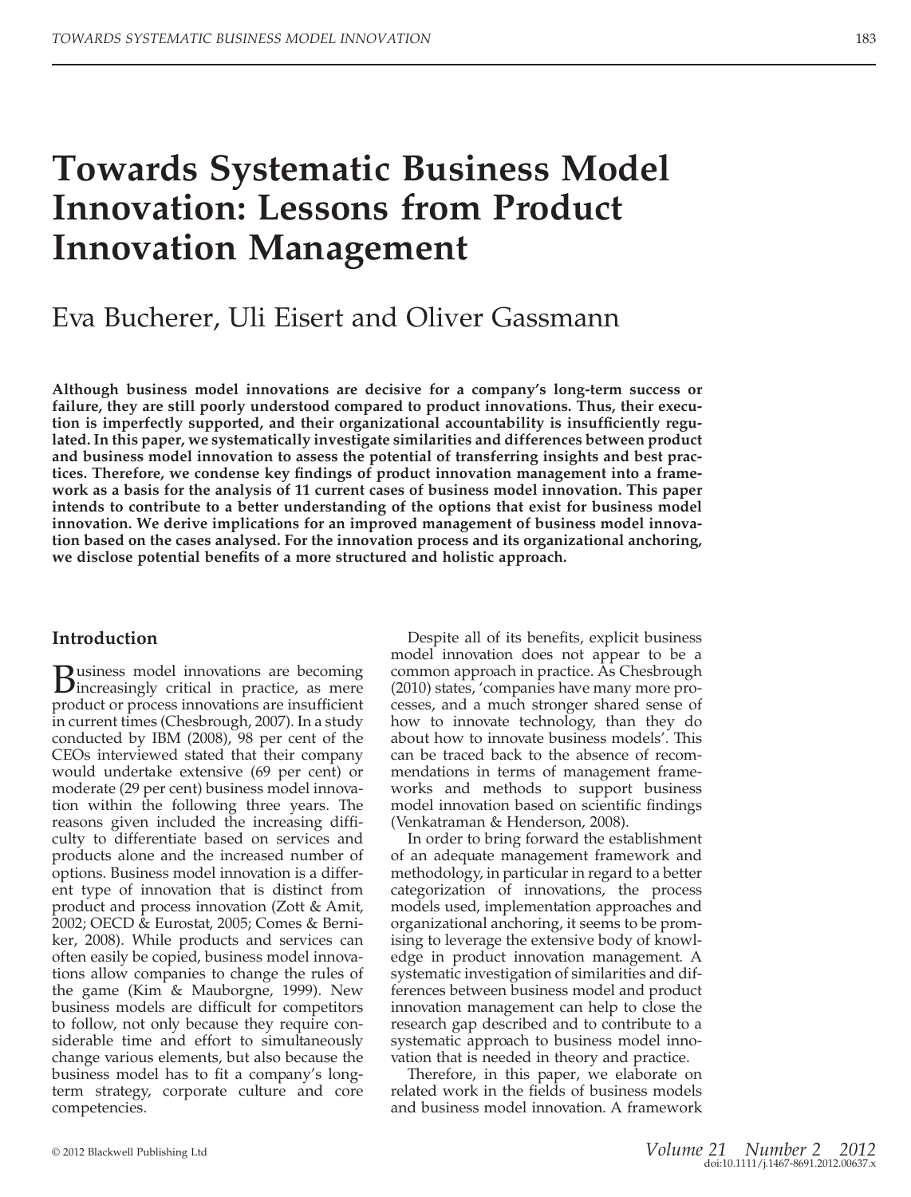# Towards Systematic Business Model Innovation: Lessons from Product Innovation Management

Eva Bucherer, Uli Eisert and Oliver Gassmann

**Although business model innovations are decisive for a company's long-term success or failure, they are still poorly understood compared to product innovations. Thus, their execution is imperfectly supported, and their organizational accountability is insufficiently regulated. In this paper, we systematically investigate similarities and differences between product and business model innovation to assess the potential of transferring insights and best practices. Therefore, we condense key findings of product innovation management into a framework as a basis for the analysis of 11 current cases of business model innovation. This paper intends to contribute to a better understanding of the options that exist for business model innovation. We derive implications for an improved management of business model innovation based on the cases analysed. For the innovation process and its organizational anchoring, we disclose potential benefits of a more structured and holistic approach.**

## Introduction

Business model innovations are becoming increasingly critical in practice, as mere product or process innovations are insufficient in current times (Chesbrough, 2007). In a study conducted by IBM (2008), 98 per cent of the CEOs interviewed stated that their company would undertake extensive (69 per cent) or moderate (29 per cent) business model innovation within the following three years. The reasons given included the increasing difficulty to differentiate based on services and products alone and the increased number of options. Business model innovation is a different type of innovation that is distinct from product and process innovation (Zott & Amit, 2002; OECD & Eurostat, 2005; Comes & Berniker, 2008). While products and services can often easily be copied, business model innovations allow companies to change the rules of the game (Kim & Mauborgne, 1999). New business models are difficult for competitors to follow, not only because they require considerable time and effort to simultaneously change various elements, but also because the business model has to fit a company's long-term strategy, corporate culture and core competencies.

Despite all of its benefits, explicit business model innovation does not appear to be a common approach in practice. As Chesbrough (2010) states, 'companies have many more processes, and a much stronger shared sense of how to innovate technology, than they do about how to innovate business models'. This can be traced back to the absence of recommendations in terms of management frameworks and methods to support business model innovation based on scientific findings (Venkatraman & Henderson, 2008).

In order to bring forward the establishment of an adequate management framework and methodology, in particular in regard to a better categorization of innovations, the process models used, implementation approaches and organizational anchoring, it seems to be promising to leverage the extensive body of knowledge in product innovation management. A systematic investigation of similarities and differences between business model and product innovation management can help to close the research gap described and to contribute to a systematic approach to business model innovation that is needed in theory and practice.

Therefore, in this paper, we elaborate on related work in the fields of business models and business model innovation. A framework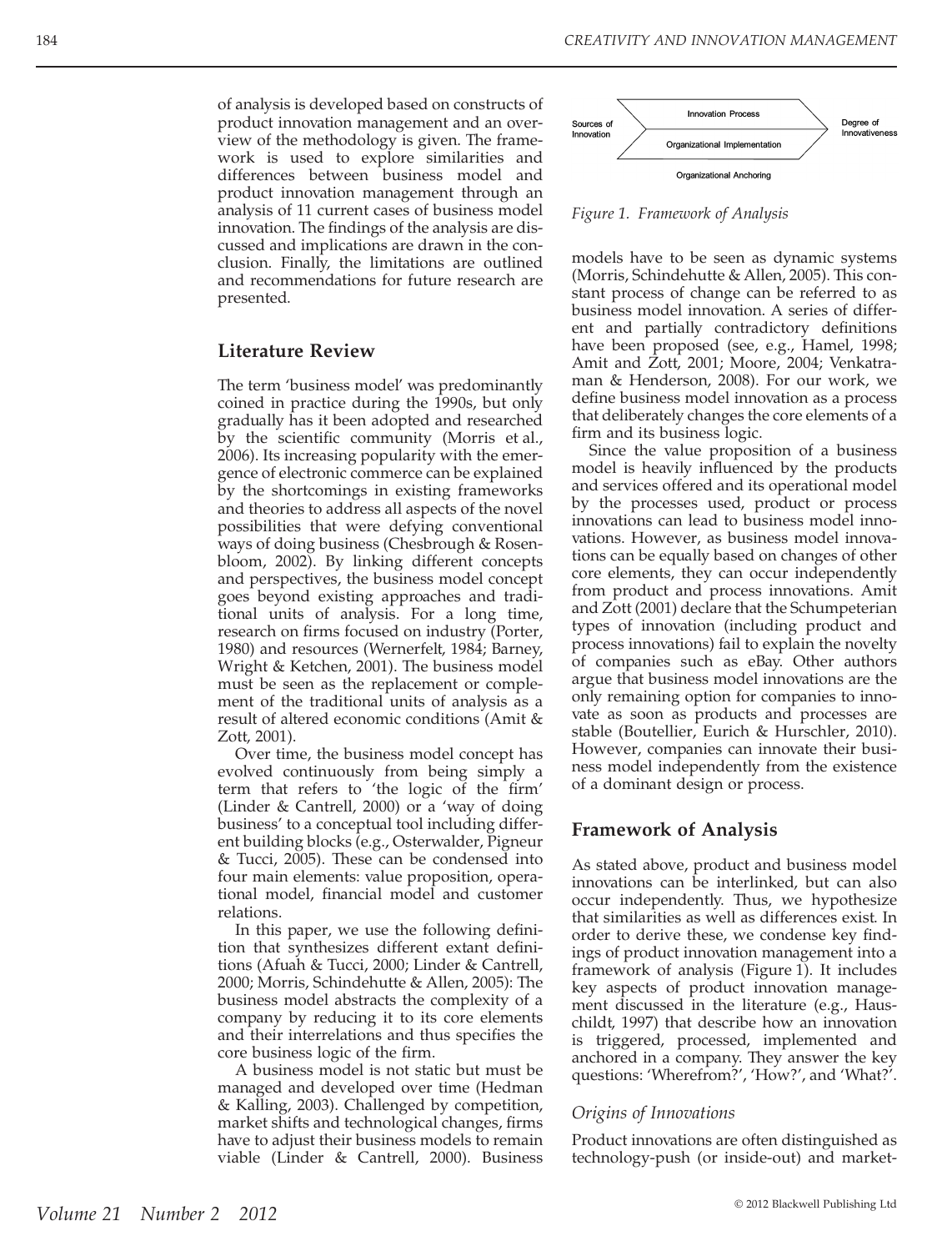of analysis is developed based on constructs of product innovation management and an overview of the methodology is given. The framework is used to explore similarities and differences between business model and product innovation management through an analysis of 11 current cases of business model innovation. The findings of the analysis are discussed and implications are drawn in the conclusion. Finally, the limitations are outlined and recommendations for future research are presented.

## Literature Review

The term 'business model' was predominantly coined in practice during the 1990s, but only gradually has it been adopted and researched by the scientific community (Morris et al., 2006). Its increasing popularity with the emergence of electronic commerce can be explained by the shortcomings in existing frameworks and theories to address all aspects of the novel possibilities that were defying conventional ways of doing business (Chesbrough & Rosenbloom, 2002). By linking different concepts and perspectives, the business model concept goes beyond existing approaches and traditional units of analysis. For a long time, research on firms focused on industry (Porter, 1980) and resources (Wernerfelt, 1984; Barney, Wright & Ketchen, 2001). The business model must be seen as the replacement or complement of the traditional units of analysis as a result of altered economic conditions (Amit & Zott, 2001).

Over time, the business model concept has evolved continuously from being simply a term that refers to 'the logic of the firm' (Linder & Cantrell, 2000) or a 'way of doing business' to a conceptual tool including different building blocks (e.g., Osterwalder, Pigneur & Tucci, 2005). These can be condensed into four main elements: value proposition, operational model, financial model and customer relations.

In this paper, we use the following definition that synthesizes different extant definitions (Afuah & Tucci, 2000; Linder & Cantrell, 2000; Morris, Schindehutte & Allen, 2005): The business model abstracts the complexity of a company by reducing it to its core elements and their interrelations and thus specifies the core business logic of the firm.

A business model is not static but must be managed and developed over time (Hedman & Kalling, 2003). Challenged by competition, market shifts and technological changes, firms have to adjust their business models to remain viable (Linder & Cantrell, 2000). Business models have to be seen as dynamic systems (Morris, Schindehutte & Allen, 2005). This constant process of change can be referred to as business model innovation. A series of different and partially contradictory definitions have been proposed (see, e.g., Hamel, 1998; Amit and Zott, 2001; Moore, 2004; Venkatraman & Henderson, 2008). For our work, we define business model innovation as a process that deliberately changes the core elements of a firm and its business logic.

Since the value proposition of a business model is heavily influenced by the products and services offered and its operational model by the processes used, product or process innovations can lead to business model innovations. However, as business model innovations can be equally based on changes of other core elements, they can occur independently from product and process innovations. Amit and Zott (2001) declare that the Schumpeterian types of innovation (including product and process innovations) fail to explain the novelty of companies such as eBay. Other authors argue that business model innovations are the only remaining option for companies to innovate as soon as products and processes are stable (Boutellier, Eurich & Hurschler, 2010). However, companies can innovate their business model independently from the existence of a dominant design or process.

Sources of Innovation | Innovation Process | Organizational Implementation | Degree of Innovativeness | Organizational Anchoring

*Figure 1. Framework of Analysis*

## Framework of Analysis

As stated above, product and business model innovations can be interlinked, but can also occur independently. Thus, we hypothesize that similarities as well as differences exist. In order to derive these, we condense key findings of product innovation management into a framework of analysis (Figure 1). It includes key aspects of product innovation management discussed in the literature (e.g., Hauschildt, 1997) that describe how an innovation is triggered, processed, implemented and anchored in a company. They answer the key questions: 'Wherefrom?', 'How?', and 'What?'.

### *Origins of Innovations*

Product innovations are often distinguished as technology-push (or inside-out) and market-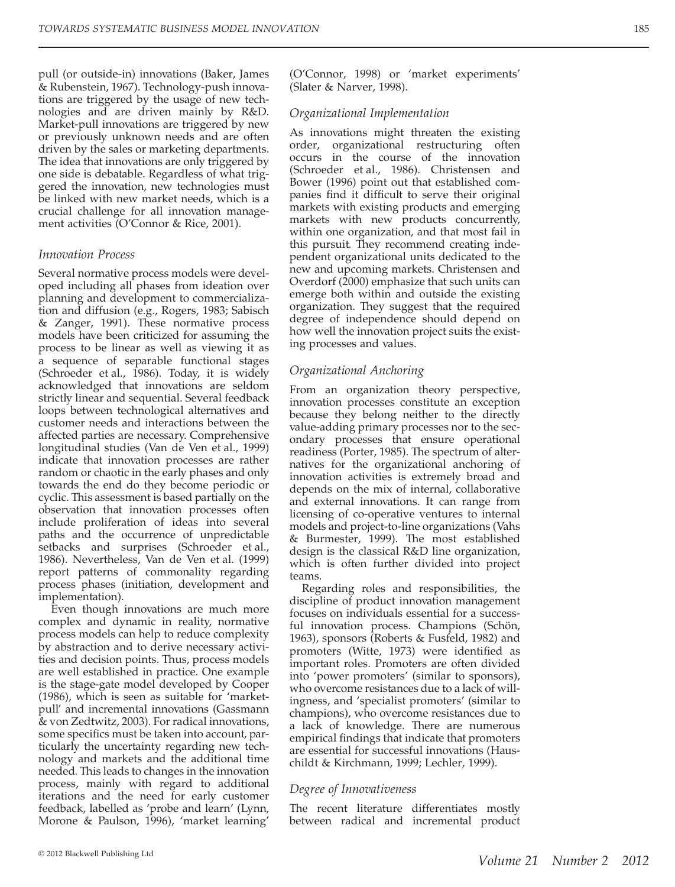pull (or outside-in) innovations (Baker, James & Rubenstein, 1967). Technology-push innovations are triggered by the usage of new technologies and are driven mainly by R&D. Market-pull innovations are triggered by new or previously unknown needs and are often driven by the sales or marketing departments. The idea that innovations are only triggered by one side is debatable. Regardless of what triggered the innovation, new technologies must be linked with new market needs, which is a crucial challenge for all innovation management activities (O'Connor & Rice, 2001).

### *Innovation Process*

Several normative process models were developed including all phases from ideation over planning and development to commercialization and diffusion (e.g., Rogers, 1983; Sabisch & Zanger, 1991). These normative process models have been criticized for assuming the process to be linear as well as viewing it as a sequence of separable functional stages (Schroeder et al., 1986). Today, it is widely acknowledged that innovations are seldom strictly linear and sequential. Several feedback loops between technological alternatives and customer needs and interactions between the affected parties are necessary. Comprehensive longitudinal studies (Van de Ven et al., 1999) indicate that innovation processes are rather random or chaotic in the early phases and only towards the end do they become periodic or cyclic. This assessment is based partially on the observation that innovation processes often include proliferation of ideas into several paths and the occurrence of unpredictable setbacks and surprises (Schroeder et al., 1986). Nevertheless, Van de Ven et al. (1999) report patterns of commonality regarding process phases (initiation, development and implementation).

Even though innovations are much more complex and dynamic in reality, normative process models can help to reduce complexity by abstraction and to derive necessary activities and decision points. Thus, process models are well established in practice. One example is the stage-gate model developed by Cooper (1986), which is seen as suitable for 'market-pull' and incremental innovations (Gassmann & von Zedtwitz, 2003). For radical innovations, some specifics must be taken into account, particularly the uncertainty regarding new technology and markets and the additional time needed. This leads to changes in the innovation process, mainly with regard to additional iterations and the need for early customer feedback, labelled as 'probe and learn' (Lynn, Morone & Paulson, 1996), 'market learning' (O'Connor, 1998) or 'market experiments' (Slater & Narver, 1998).

### *Organizational Implementation*

As innovations might threaten the existing order, organizational restructuring often occurs in the course of the innovation (Schroeder et al., 1986). Christensen and Bower (1996) point out that established companies find it difficult to serve their original markets with existing products and emerging markets with new products concurrently, within one organization, and that most fail in this pursuit. They recommend creating independent organizational units dedicated to the new and upcoming markets. Christensen and Overdorf (2000) emphasize that such units can emerge both within and outside the existing organization. They suggest that the required degree of independence should depend on how well the innovation project suits the existing processes and values.

### *Organizational Anchoring*

From an organization theory perspective, innovation processes constitute an exception because they belong neither to the directly value-adding primary processes nor to the secondary processes that ensure operational readiness (Porter, 1985). The spectrum of alternatives for the organizational anchoring of innovation activities is extremely broad and depends on the mix of internal, collaborative and external innovations. It can range from licensing of co-operative ventures to internal models and project-to-line organizations (Vahs & Burmester, 1999). The most established design is the classical R&D line organization, which is often further divided into project teams.

Regarding roles and responsibilities, the discipline of product innovation management focuses on individuals essential for a successful innovation process. Champions (Schön, 1963), sponsors (Roberts & Fusfeld, 1982) and promoters (Witte, 1973) were identified as important roles. Promoters are often divided into 'power promoters' (similar to sponsors), who overcome resistances due to a lack of willingness, and 'specialist promoters' (similar to champions), who overcome resistances due to a lack of knowledge. There are numerous empirical findings that indicate that promoters are essential for successful innovations (Hauschildt & Kirchmann, 1999; Lechler, 1999).

### *Degree of Innovativeness*

The recent literature differentiates mostly between radical and incremental product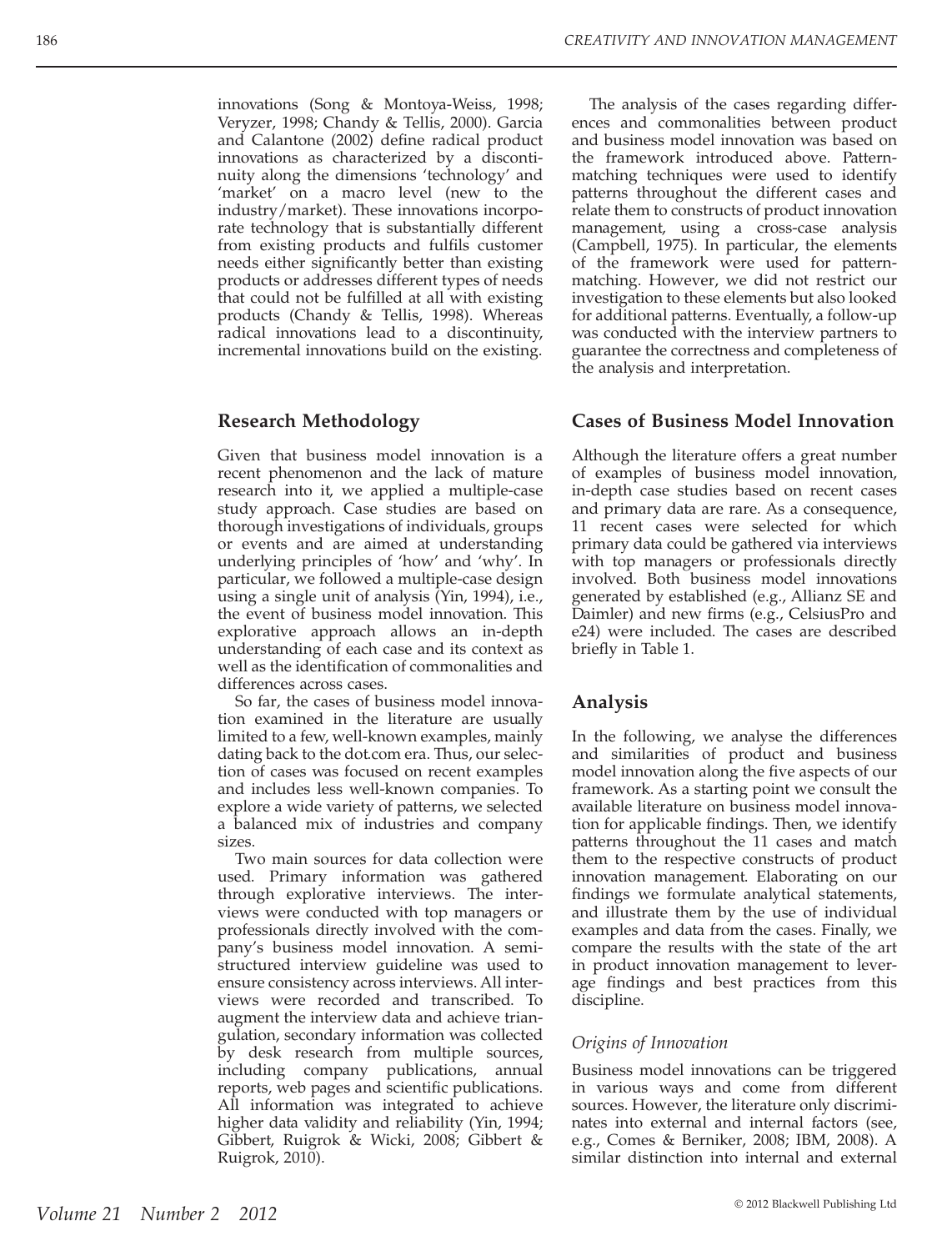innovations (Song & Montoya-Weiss, 1998; Veryzer, 1998; Chandy & Tellis, 2000). Garcia and Calantone (2002) define radical product innovations as characterized by a discontinuity along the dimensions 'technology' and 'market' on a macro level (new to the industry/market). These innovations incorporate technology that is substantially different from existing products and fulfils customer needs either significantly better than existing products or addresses different types of needs that could not be fulfilled at all with existing products (Chandy & Tellis, 1998). Whereas radical innovations lead to a discontinuity, incremental innovations build on the existing.

## Research Methodology

Given that business model innovation is a recent phenomenon and the lack of mature research into it, we applied a multiple-case study approach. Case studies are based on thorough investigations of individuals, groups or events and are aimed at understanding underlying principles of 'how' and 'why'. In particular, we followed a multiple-case design using a single unit of analysis (Yin, 1994), i.e., the event of business model innovation. This explorative approach allows an in-depth understanding of each case and its context as well as the identification of commonalities and differences across cases.

So far, the cases of business model innovation examined in the literature are usually limited to a few, well-known examples, mainly dating back to the dot.com era. Thus, our selection of cases was focused on recent examples and includes less well-known companies. To explore a wide variety of patterns, we selected a balanced mix of industries and company sizes.

Two main sources for data collection were used. Primary information was gathered through explorative interviews. The interviews were conducted with top managers or professionals directly involved with the company's business model innovation. A semi-structured interview guideline was used to ensure consistency across interviews. All interviews were recorded and transcribed. To augment the interview data and achieve triangulation, secondary information was collected by desk research from multiple sources, including company publications, annual reports, web pages and scientific publications. All information was integrated to achieve higher data validity and reliability (Yin, 1994; Gibbert, Ruigrok & Wicki, 2008; Gibbert & Ruigrok, 2010).

The analysis of the cases regarding differences and commonalities between product and business model innovation was based on the framework introduced above. Pattern-matching techniques were used to identify patterns throughout the different cases and relate them to constructs of product innovation management, using a cross-case analysis (Campbell, 1975). In particular, the elements of the framework were used for pattern-matching. However, we did not restrict our investigation to these elements but also looked for additional patterns. Eventually, a follow-up was conducted with the interview partners to guarantee the correctness and completeness of the analysis and interpretation.

## Cases of Business Model Innovation

Although the literature offers a great number of examples of business model innovation, in-depth case studies based on recent cases and primary data are rare. As a consequence, 11 recent cases were selected for which primary data could be gathered via interviews with top managers or professionals directly involved. Both business model innovations generated by established (e.g., Allianz SE and Daimler) and new firms (e.g., CelsiusPro and e24) were included. The cases are described briefly in Table 1.

## Analysis

In the following, we analyse the differences and similarities of product and business model innovation along the five aspects of our framework. As a starting point we consult the available literature on business model innovation for applicable findings. Then, we identify patterns throughout the 11 cases and match them to the respective constructs of product innovation management. Elaborating on our findings we formulate analytical statements, and illustrate them by the use of individual examples and data from the cases. Finally, we compare the results with the state of the art in product innovation management to leverage findings and best practices from this discipline.

### *Origins of Innovation*

Business model innovations can be triggered in various ways and come from different sources. However, the literature only discriminates into external and internal factors (see, e.g., Comes & Berniker, 2008; IBM, 2008). A similar distinction into internal and external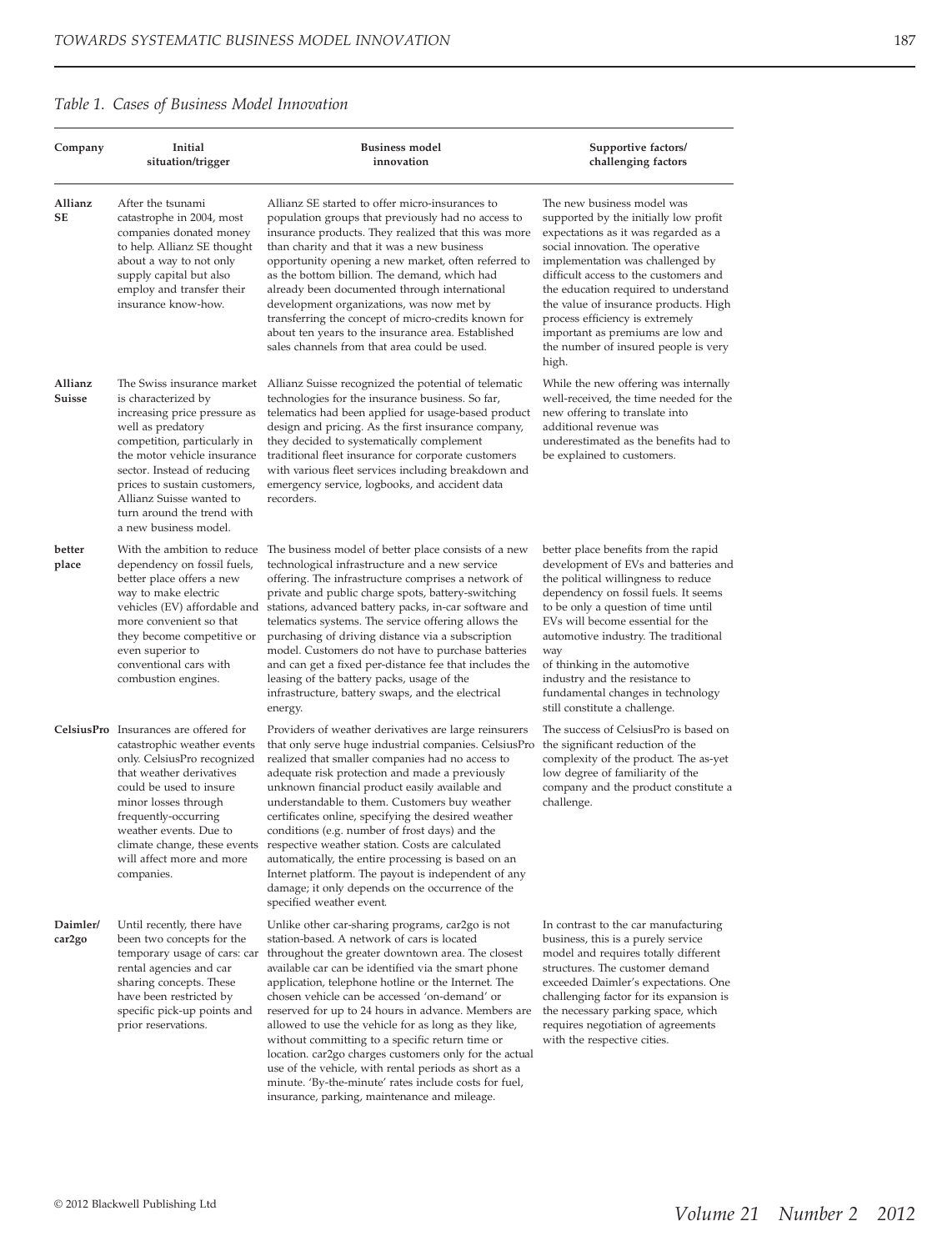*Table 1. Cases of Business Model Innovation*

| Company | Initial situation/trigger | Business model innovation | Supportive factors/ challenging factors |
|---|---|---|---|
| **Allianz SE** | After the tsunami catastrophe in 2004, most companies donated money to help. Allianz SE thought about a way to not only supply capital but also employ and transfer their insurance know-how. | Allianz SE started to offer micro-insurances to population groups that previously had no access to insurance products. They realized that this was more than charity and that it was a new business opportunity opening a new market, often referred to as the bottom billion. The demand, which had already been documented through international development organizations, was now met by transferring the concept of micro-credits known for about ten years to the insurance area. Established sales channels from that area could be used. | The new business model was supported by the initially low profit expectations as it was regarded as a social innovation. The operative implementation was challenged by difficult access to the customers and the education required to understand the value of insurance products. High process efficiency is extremely important as premiums are low and the number of insured people is very high. |
| **Allianz Suisse** | The Swiss insurance market is characterized by increasing price pressure as well as predatory competition, particularly in the motor vehicle insurance sector. Instead of reducing prices to sustain customers, Allianz Suisse wanted to turn around the trend with a new business model. | Allianz Suisse recognized the potential of telematic technologies for the insurance business. So far, telematics had been applied for usage-based product design and pricing. As the first insurance company, they decided to systematically complement traditional fleet insurance for corporate customers with various fleet services including breakdown and emergency service, logbooks, and accident data recorders. | While the new offering was internally well-received, the time needed for the new offering to translate into additional revenue was underestimated as the benefits had to be explained to customers. |
| **better place** | With the ambition to reduce dependency on fossil fuels, better place offers a new way to make electric vehicles (EV) affordable and more convenient so that they become competitive or even superior to conventional cars with combustion engines. | The business model of better place consists of a new technological infrastructure and a new service offering. The infrastructure comprises a network of private and public charge spots, battery-switching stations, advanced battery packs, in-car software and telematics systems. The service offering allows the purchasing of driving distance via a subscription model. Customers do not have to purchase batteries and can get a fixed per-distance fee that includes the leasing of the battery packs, usage of the infrastructure, battery swaps, and the electrical energy. | better place benefits from the rapid development of EVs and batteries and the political willingness to reduce dependency on fossil fuels. It seems to be only a question of time until EVs will become essential for the automotive industry. The traditional way of thinking in the automotive industry and the resistance to fundamental changes in technology still constitute a challenge. |
| **CelsiusPro** | Insurances are offered for catastrophic weather events only. CelsiusPro recognized that weather derivatives could be used to insure minor losses through frequently-occurring weather events. Due to climate change, these events will affect more and more companies. | Providers of weather derivatives are large reinsurers that only serve huge industrial companies. CelsiusPro realized that smaller companies had no access to adequate risk protection and made a previously unknown financial product easily available and understandable to them. Customers buy weather certificates online, specifying the desired weather conditions (e.g. number of frost days) and the respective weather station. Costs are calculated automatically, the entire processing is based on an Internet platform. The payout is independent of any damage; it only depends on the occurrence of the specified weather event. | The success of CelsiusPro is based on the significant reduction of the complexity of the product. The as-yet low degree of familiarity of the company and the product constitute a challenge. |
| **Daimler/ car2go** | Until recently, there have been two concepts for the temporary usage of cars: car rental agencies and car sharing concepts. These have been restricted by specific pick-up points and prior reservations. | Unlike other car-sharing programs, car2go is not station-based. A network of cars is located throughout the greater downtown area. The closest available car can be identified via the smart phone application, telephone hotline or the Internet. The chosen vehicle can be accessed 'on-demand' or reserved for up to 24 hours in advance. Members are allowed to use the vehicle for as long as they like, without committing to a specific return time or location. car2go charges customers only for the actual use of the vehicle, with rental periods as short as a minute. 'By-the-minute' rates include costs for fuel, insurance, parking, maintenance and mileage. | In contrast to the car manufacturing business, this is a purely service model and requires totally different structures. The customer demand exceeded Daimler's expectations. One challenging factor for its expansion is the necessary parking space, which requires negotiation of agreements with the respective cities. |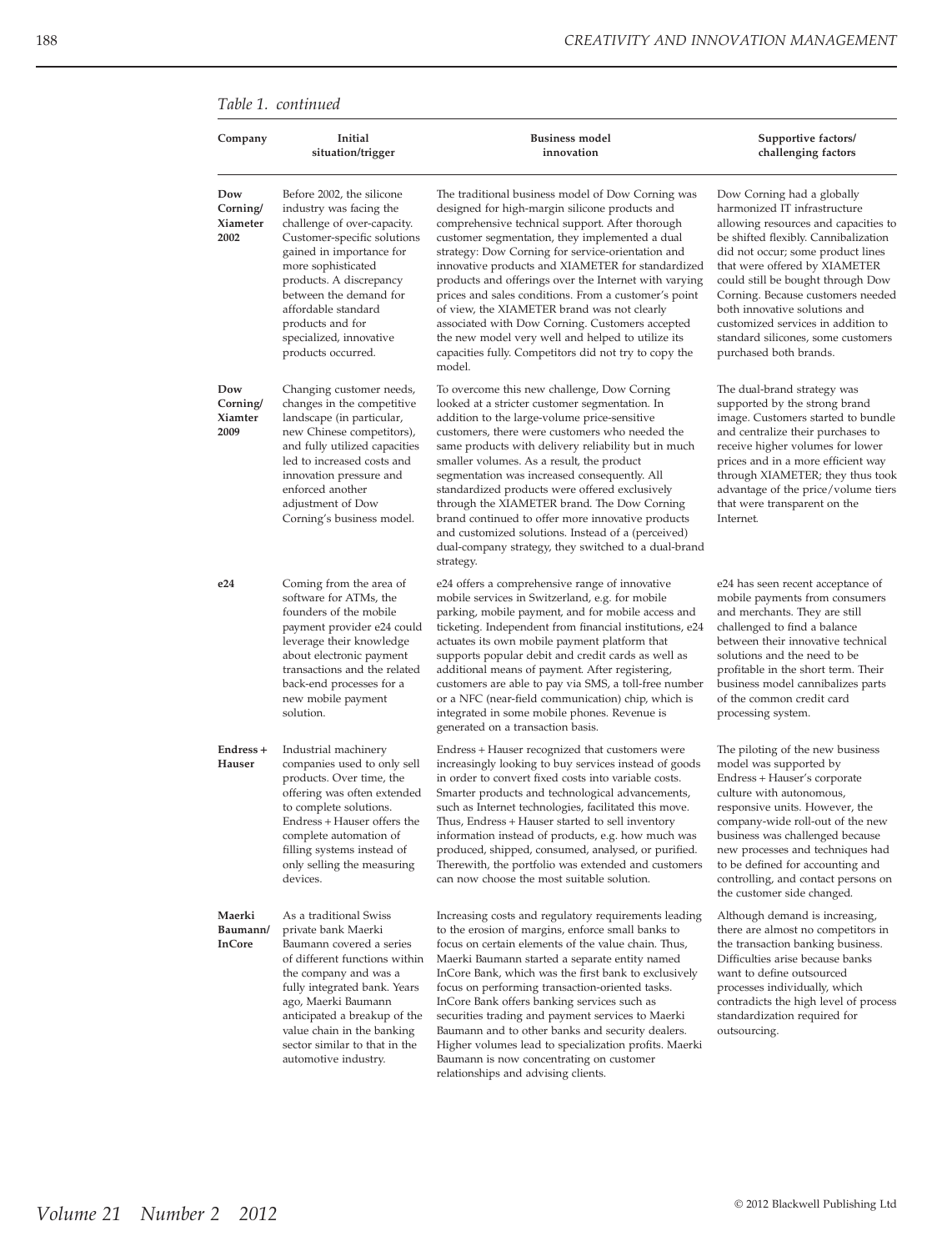*Table 1. continued*

| Company | Initial situation/trigger | Business model innovation | Supportive factors/ challenging factors |
|---|---|---|---|
| **Dow Corning/ Xiameter 2002** | Before 2002, the silicone industry was facing the challenge of over-capacity. Customer-specific solutions gained in importance for more sophisticated products. A discrepancy between the demand for affordable standard products and for specialized, innovative products occurred. | The traditional business model of Dow Corning was designed for high-margin silicone products and comprehensive technical support. After thorough customer segmentation, they implemented a dual strategy: Dow Corning for service-orientation and innovative products and XIAMETER for standardized products and offerings over the Internet with varying prices and sales conditions. From a customer's point of view, the XIAMETER brand was not clearly associated with Dow Corning. Customers accepted the new model very well and helped to utilize its capacities fully. Competitors did not try to copy the model. | Dow Corning had a globally harmonized IT infrastructure allowing resources and capacities to be shifted flexibly. Cannibalization did not occur; some product lines that were offered by XIAMETER could still be bought through Dow Corning. Because customers needed both innovative solutions and customized services in addition to standard silicones, some customers purchased both brands. |
| **Dow Corning/ Xiamter 2009** | Changing customer needs, changes in the competitive landscape (in particular, new Chinese competitors), and fully utilized capacities led to increased costs and innovation pressure and enforced another adjustment of Dow Corning's business model. | To overcome this new challenge, Dow Corning looked at a stricter customer segmentation. In addition to the large-volume price-sensitive customers, there were customers who needed the same products with delivery reliability but in much smaller volumes. As a result, the product segmentation was increased consequently. All standardized products were offered exclusively through the XIAMETER brand. The Dow Corning brand continued to offer more innovative products and customized solutions. Instead of a (perceived) dual-company strategy, they switched to a dual-brand strategy. | The dual-brand strategy was supported by the strong brand image. Customers started to bundle and centralize their purchases to receive higher volumes for lower prices and in a more efficient way through XIAMETER; they thus took advantage of the price/volume tiers that were transparent on the Internet. |
| **e24** | Coming from the area of software for ATMs, the founders of the mobile payment provider e24 could leverage their knowledge about electronic payment transactions and the related back-end processes for a new mobile payment solution. | e24 offers a comprehensive range of innovative mobile services in Switzerland, e.g. for mobile parking, mobile payment, and for mobile access and ticketing. Independent from financial institutions, e24 actuates its own mobile payment platform that supports popular debit and credit cards as well as additional means of payment. After registering, customers are able to pay via SMS, a toll-free number or a NFC (near-field communication) chip, which is integrated in some mobile phones. Revenue is generated on a transaction basis. | e24 has seen recent acceptance of mobile payments from consumers and merchants. They are still challenged to find a balance between their innovative technical solutions and the need to be profitable in the short term. Their business model cannibalizes parts of the common credit card processing system. |
| **Endress + Hauser** | Industrial machinery companies used to only sell products. Over time, the offering was often extended to complete solutions. Endress + Hauser offers the complete automation of filling systems instead of only selling the measuring devices. | Endress + Hauser recognized that customers were increasingly looking to buy services instead of goods in order to convert fixed costs into variable costs. Smarter products and technological advancements, such as Internet technologies, facilitated this move. Thus, Endress + Hauser started to sell inventory information instead of products, e.g. how much was produced, shipped, consumed, analysed, or purified. Therewith, the portfolio was extended and customers can now choose the most suitable solution. | The piloting of the new business model was supported by Endress + Hauser's corporate culture with autonomous, responsive units. However, the company-wide roll-out of the new business was challenged because new processes and techniques had to be defined for accounting and controlling, and contact persons on the customer side changed. |
| **Maerki Baumann/ InCore** | As a traditional Swiss private bank Maerki Baumann covered a series of different functions within the company and was a fully integrated bank. Years ago, Maerki Baumann anticipated a breakup of the value chain in the banking sector similar to that in the automotive industry. | Increasing costs and regulatory requirements leading to the erosion of margins, enforce small banks to focus on certain elements of the value chain. Thus, Maerki Baumann started a separate entity named InCore Bank, which was the first bank to exclusively focus on performing transaction-oriented tasks. InCore Bank offers banking services such as securities trading and payment services to Maerki Baumann and to other banks and security dealers. Higher volumes lead to specialization profits. Maerki Baumann is now concentrating on customer relationships and advising clients. | Although demand is increasing, there are almost no competitors in the transaction banking business. Difficulties arise because banks want to define outsourced processes individually, which contradicts the high level of process standardization required for outsourcing. |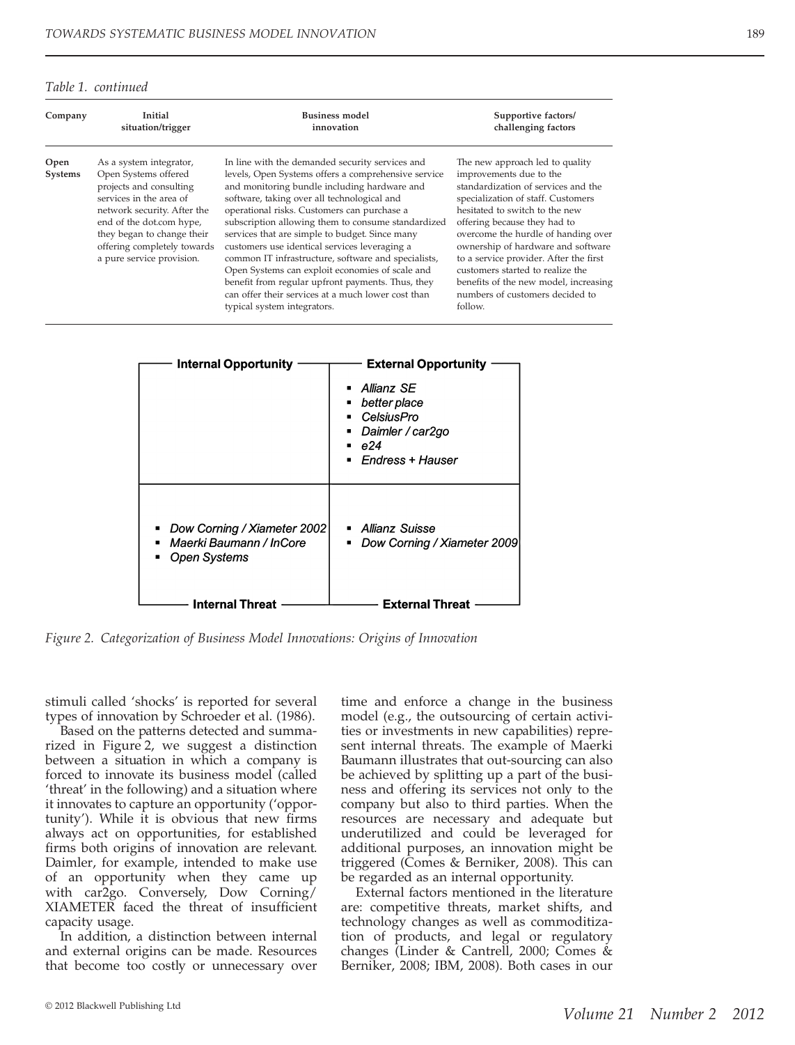*Table 1. continued*

| Company | Initial situation/trigger | Business model innovation | Supportive factors/ challenging factors |
|---|---|---|---|
| **Open Systems** | As a system integrator, Open Systems offered projects and consulting services in the area of network security. After the end of the dot.com hype, they began to change their offering completely towards a pure service provision. | In line with the demanded security services and levels, Open Systems offers a comprehensive service and monitoring bundle including hardware and software, taking over all technological and operational risks. Customers can purchase a subscription allowing them to consume standardized services that are simple to budget. Since many customers use identical services leveraging a common IT infrastructure, software and specialists, Open Systems can exploit economies of scale and benefit from regular upfront payments. Thus, they can offer their services at a much lower cost than typical system integrators. | The new approach led to quality improvements due to the standardization of services and the specialization of staff. Customers hesitated to switch to the new offering because they had to overcome the hurdle of handing over ownership of hardware and software to a service provider. After the first customers started to realize the benefits of the new model, increasing numbers of customers decided to follow. |

| | Internal | External |
|---|---|---|
| **Opportunity** | | *Allianz SE*; *better place*; *CelsiusPro*; *Daimler / car2go*; *e24*; *Endress + Hauser* |
| **Threat** | *Dow Corning / Xiameter 2002*; *Maerki Baumann / InCore*; *Open Systems* | *Allianz Suisse*; *Dow Corning / Xiameter 2009* |

*Figure 2. Categorization of Business Model Innovations: Origins of Innovation*

stimuli called 'shocks' is reported for several types of innovation by Schroeder et al. (1986).

Based on the patterns detected and summarized in Figure 2, we suggest a distinction between a situation in which a company is forced to innovate its business model (called 'threat' in the following) and a situation where it innovates to capture an opportunity ('opportunity'). While it is obvious that new firms always act on opportunities, for established firms both origins of innovation are relevant. Daimler, for example, intended to make use of an opportunity when they came up with car2go. Conversely, Dow Corning/ XIAMETER faced the threat of insufficient capacity usage.

In addition, a distinction between internal and external origins can be made. Resources that become too costly or unnecessary over time and enforce a change in the business model (e.g., the outsourcing of certain activities or investments in new capabilities) represent internal threats. The example of Maerki Baumann illustrates that out-sourcing can also be achieved by splitting up a part of the business and offering its services not only to the company but also to third parties. When the resources are necessary and adequate but underutilized and could be leveraged for additional purposes, an innovation might be triggered (Comes & Berniker, 2008). This can be regarded as an internal opportunity.

External factors mentioned in the literature are: competitive threats, market shifts, and technology changes as well as commoditization of products, and legal or regulatory changes (Linder & Cantrell, 2000; Comes & Berniker, 2008; IBM, 2008). Both cases in our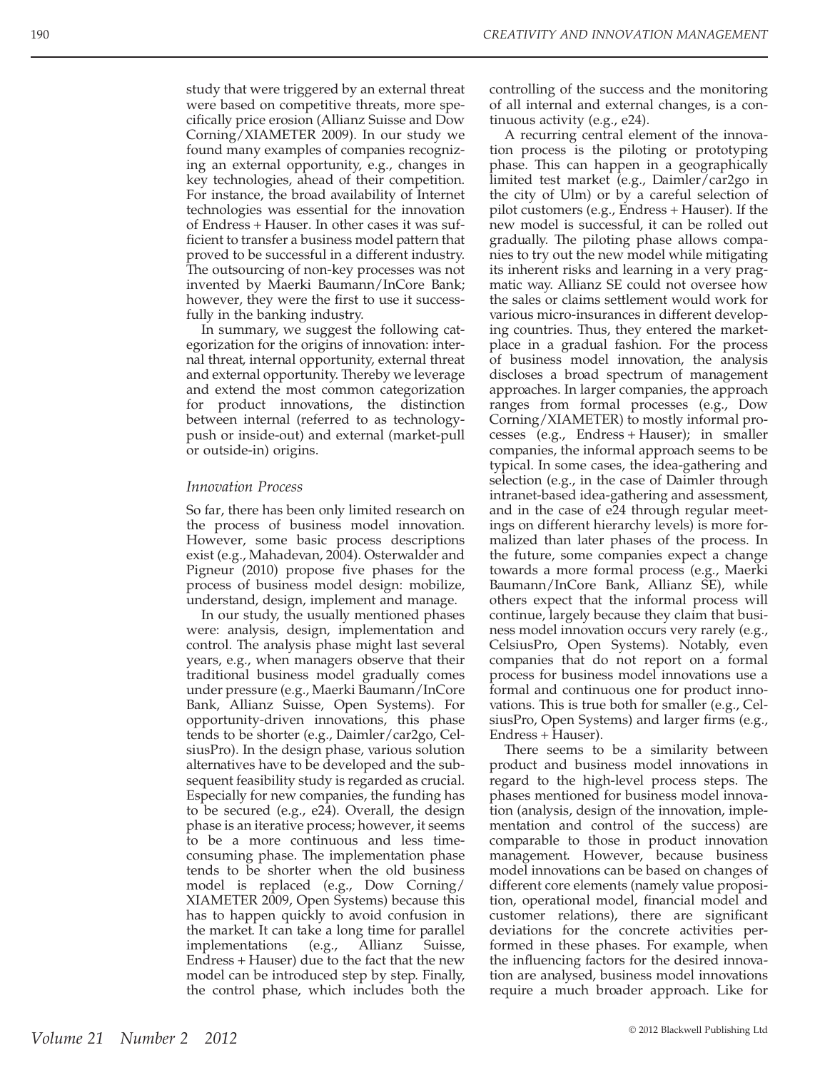study that were triggered by an external threat were based on competitive threats, more specifically price erosion (Allianz Suisse and Dow Corning/XIAMETER 2009). In our study we found many examples of companies recognizing an external opportunity, e.g., changes in key technologies, ahead of their competition. For instance, the broad availability of Internet technologies was essential for the innovation of Endress + Hauser. In other cases it was sufficient to transfer a business model pattern that proved to be successful in a different industry. The outsourcing of non-key processes was not invented by Maerki Baumann/InCore Bank; however, they were the first to use it successfully in the banking industry.

In summary, we suggest the following categorization for the origins of innovation: internal threat, internal opportunity, external threat and external opportunity. Thereby we leverage and extend the most common categorization for product innovations, the distinction between internal (referred to as technology-push or inside-out) and external (market-pull or outside-in) origins.

### *Innovation Process*

So far, there has been only limited research on the process of business model innovation. However, some basic process descriptions exist (e.g., Mahadevan, 2004). Osterwalder and Pigneur (2010) propose five phases for the process of business model design: mobilize, understand, design, implement and manage.

In our study, the usually mentioned phases were: analysis, design, implementation and control. The analysis phase might last several years, e.g., when managers observe that their traditional business model gradually comes under pressure (e.g., Maerki Baumann/InCore Bank, Allianz Suisse, Open Systems). For opportunity-driven innovations, this phase tends to be shorter (e.g., Daimler/car2go, CelsiusPro). In the design phase, various solution alternatives have to be developed and the subsequent feasibility study is regarded as crucial. Especially for new companies, the funding has to be secured (e.g., e24). Overall, the design phase is an iterative process; however, it seems to be a more continuous and less time-consuming phase. The implementation phase tends to be shorter when the old business model is replaced (e.g., Dow Corning/XIAMETER 2009, Open Systems) because this has to happen quickly to avoid confusion in the market. It can take a long time for parallel implementations (e.g., Allianz Suisse, Endress + Hauser) due to the fact that the new model can be introduced step by step. Finally, the control phase, which includes both the controlling of the success and the monitoring of all internal and external changes, is a continuous activity (e.g., e24).

A recurring central element of the innovation process is the piloting or prototyping phase. This can happen in a geographically limited test market (e.g., Daimler/car2go in the city of Ulm) or by a careful selection of pilot customers (e.g., Endress + Hauser). If the new model is successful, it can be rolled out gradually. The piloting phase allows companies to try out the new model while mitigating its inherent risks and learning in a very pragmatic way. Allianz SE could not oversee how the sales or claims settlement would work for various micro-insurances in different developing countries. Thus, they entered the marketplace in a gradual fashion. For the process of business model innovation, the analysis discloses a broad spectrum of management approaches. In larger companies, the approach ranges from formal processes (e.g., Dow Corning/XIAMETER) to mostly informal processes (e.g., Endress + Hauser); in smaller companies, the informal approach seems to be typical. In some cases, the idea-gathering and selection (e.g., in the case of Daimler through intranet-based idea-gathering and assessment, and in the case of e24 through regular meetings on different hierarchy levels) is more formalized than later phases of the process. In the future, some companies expect a change towards a more formal process (e.g., Maerki Baumann/InCore Bank, Allianz SE), while others expect that the informal process will continue, largely because they claim that business model innovation occurs very rarely (e.g., CelsiusPro, Open Systems). Notably, even companies that do not report on a formal process for business model innovations use a formal and continuous one for product innovations. This is true both for smaller (e.g., CelsiusPro, Open Systems) and larger firms (e.g., Endress + Hauser).

There seems to be a similarity between product and business model innovations in regard to the high-level process steps. The phases mentioned for business model innovation (analysis, design of the innovation, implementation and control of the success) are comparable to those in product innovation management. However, because business model innovations can be based on changes of different core elements (namely value proposition, operational model, financial model and customer relations), there are significant deviations for the concrete activities performed in these phases. For example, when the influencing factors for the desired innovation are analysed, business model innovations require a much broader approach. Like for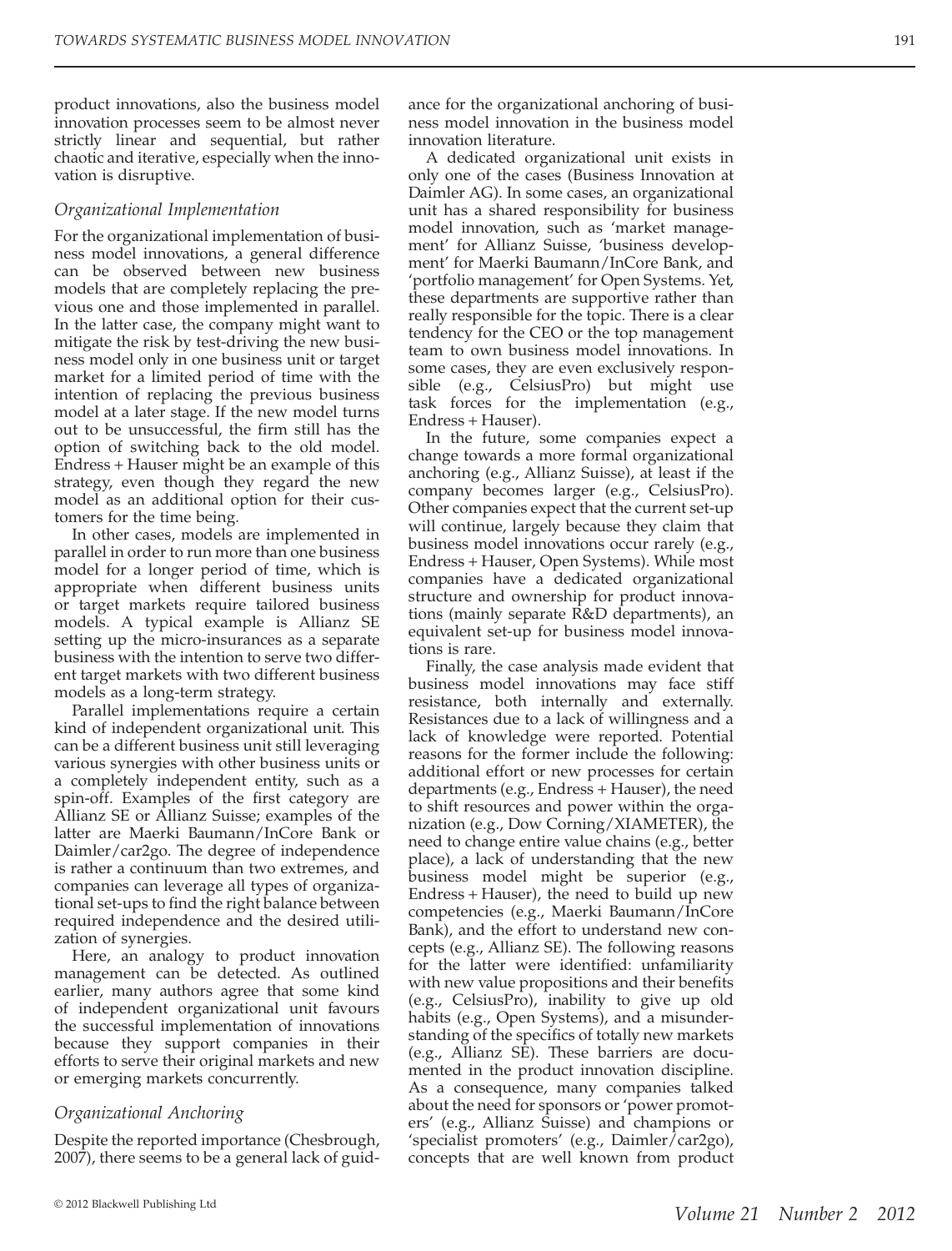product innovations, also the business model innovation processes seem to be almost never strictly linear and sequential, but rather chaotic and iterative, especially when the innovation is disruptive.

### *Organizational Implementation*

For the organizational implementation of business model innovations, a general difference can be observed between new business models that are completely replacing the previous one and those implemented in parallel. In the latter case, the company might want to mitigate the risk by test-driving the new business model only in one business unit or target market for a limited period of time with the intention of replacing the previous business model at a later stage. If the new model turns out to be unsuccessful, the firm still has the option of switching back to the old model. Endress + Hauser might be an example of this strategy, even though they regard the new model as an additional option for their customers for the time being.

In other cases, models are implemented in parallel in order to run more than one business model for a longer period of time, which is appropriate when different business units or target markets require tailored business models. A typical example is Allianz SE setting up the micro-insurances as a separate business with the intention to serve two different target markets with two different business models as a long-term strategy.

Parallel implementations require a certain kind of independent organizational unit. This can be a different business unit still leveraging various synergies with other business units or a completely independent entity, such as a spin-off. Examples of the first category are Allianz SE or Allianz Suisse; examples of the latter are Maerki Baumann/InCore Bank or Daimler/car2go. The degree of independence is rather a continuum than two extremes, and companies can leverage all types of organizational set-ups to find the right balance between required independence and the desired utilization of synergies.

Here, an analogy to product innovation management can be detected. As outlined earlier, many authors agree that some kind of independent organizational unit favours the successful implementation of innovations because they support companies in their efforts to serve their original markets and new or emerging markets concurrently.

### *Organizational Anchoring*

Despite the reported importance (Chesbrough, 2007), there seems to be a general lack of guidance for the organizational anchoring of business model innovation in the business model innovation literature.

A dedicated organizational unit exists in only one of the cases (Business Innovation at Daimler AG). In some cases, an organizational unit has a shared responsibility for business model innovation, such as 'market management' for Allianz Suisse, 'business development' for Maerki Baumann/InCore Bank, and 'portfolio management' for Open Systems. Yet, these departments are supportive rather than really responsible for the topic. There is a clear tendency for the CEO or the top management team to own business model innovations. In some cases, they are even exclusively responsible (e.g., CelsiusPro) but might use task forces for the implementation (e.g., Endress + Hauser).

In the future, some companies expect a change towards a more formal organizational anchoring (e.g., Allianz Suisse), at least if the company becomes larger (e.g., CelsiusPro). Other companies expect that the current set-up will continue, largely because they claim that business model innovations occur rarely (e.g., Endress + Hauser, Open Systems). While most companies have a dedicated organizational structure and ownership for product innovations (mainly separate R&D departments), an equivalent set-up for business model innovations is rare.

Finally, the case analysis made evident that business model innovations may face stiff resistance, both internally and externally. Resistances due to a lack of willingness and a lack of knowledge were reported. Potential reasons for the former include the following: additional effort or new processes for certain departments (e.g., Endress + Hauser), the need to shift resources and power within the organization (e.g., Dow Corning/XIAMETER), the need to change entire value chains (e.g., better place), a lack of understanding that the new business model might be superior (e.g., Endress + Hauser), the need to build up new competencies (e.g., Maerki Baumann/InCore Bank), and the effort to understand new concepts (e.g., Allianz SE). The following reasons for the latter were identified: unfamiliarity with new value propositions and their benefits (e.g., CelsiusPro), inability to give up old habits (e.g., Open Systems), and a misunderstanding of the specifics of totally new markets (e.g., Allianz SE). These barriers are documented in the product innovation discipline. As a consequence, many companies talked about the need for sponsors or 'power promoters' (e.g., Allianz Suisse) and champions or 'specialist promoters' (e.g., Daimler/car2go), concepts that are well known from product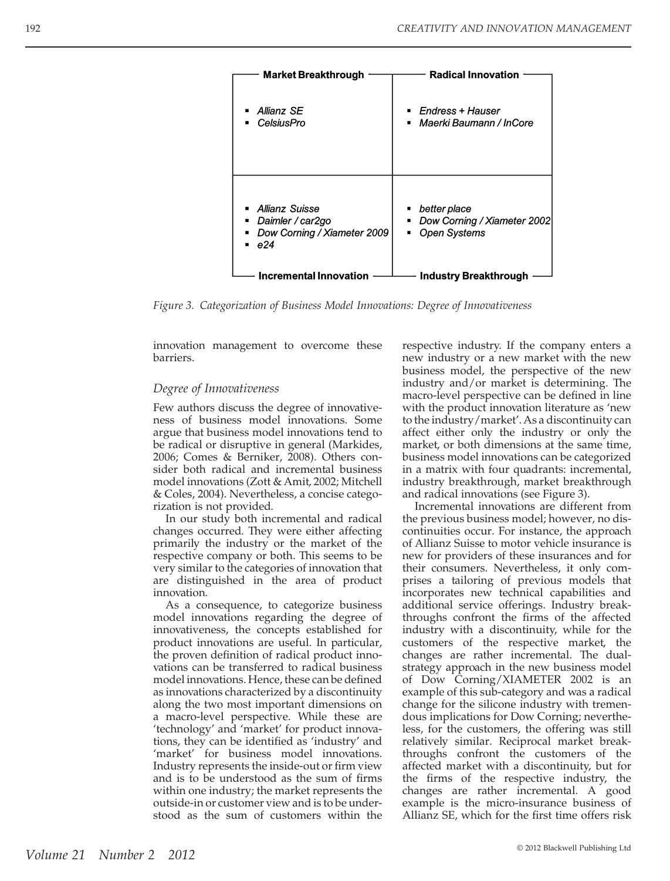| Market Breakthrough | Radical Innovation |
|---|---|
| ▪ *Allianz SE*<br>▪ *CelsiusPro* | ▪ *Endress + Hauser*<br>▪ *Maerki Baumann / InCore* |
| ▪ *Allianz Suisse*<br>▪ *Daimler / car2go*<br>▪ *Dow Corning / Xiameter 2009*<br>▪ *e24* | ▪ *better place*<br>▪ *Dow Corning / Xiameter 2002*<br>▪ *Open Systems* |
| **Incremental Innovation** | **Industry Breakthrough** |

*Figure 3. Categorization of Business Model Innovations: Degree of Innovativeness*

innovation management to overcome these barriers.

### *Degree of Innovativeness*

Few authors discuss the degree of innovativeness of business model innovations. Some argue that business model innovations tend to be radical or disruptive in general (Markides, 2006; Comes & Berniker, 2008). Others consider both radical and incremental business model innovations (Zott & Amit, 2002; Mitchell & Coles, 2004). Nevertheless, a concise categorization is not provided.

In our study both incremental and radical changes occurred. They were either affecting primarily the industry or the market of the respective company or both. This seems to be very similar to the categories of innovation that are distinguished in the area of product innovation.

As a consequence, to categorize business model innovations regarding the degree of innovativeness, the concepts established for product innovations are useful. In particular, the proven definition of radical product innovations can be transferred to radical business model innovations. Hence, these can be defined as innovations characterized by a discontinuity along the two most important dimensions on a macro-level perspective. While these are 'technology' and 'market' for product innovations, they can be identified as 'industry' and 'market' for business model innovations. Industry represents the inside-out or firm view and is to be understood as the sum of firms within one industry; the market represents the outside-in or customer view and is to be understood as the sum of customers within the respective industry. If the company enters a new industry or a new market with the new business model, the perspective of the new industry and/or market is determining. The macro-level perspective can be defined in line with the product innovation literature as 'new to the industry/market'. As a discontinuity can affect either only the industry or only the market, or both dimensions at the same time, business model innovations can be categorized in a matrix with four quadrants: incremental, industry breakthrough, market breakthrough and radical innovations (see Figure 3).

Incremental innovations are different from the previous business model; however, no discontinuities occur. For instance, the approach of Allianz Suisse to motor vehicle insurance is new for providers of these insurances and for their consumers. Nevertheless, it only comprises a tailoring of previous models that incorporates new technical capabilities and additional service offerings. Industry breakthroughs confront the firms of the affected industry with a discontinuity, while for the customers of the respective market, the changes are rather incremental. The dual-strategy approach in the new business model of Dow Corning/XIAMETER 2002 is an example of this sub-category and was a radical change for the silicone industry with tremendous implications for Dow Corning; nevertheless, for the customers, the offering was still relatively similar. Reciprocal market breakthroughs confront the customers of the affected market with a discontinuity, but for the firms of the respective industry, the changes are rather incremental. A good example is the micro-insurance business of Allianz SE, which for the first time offers risk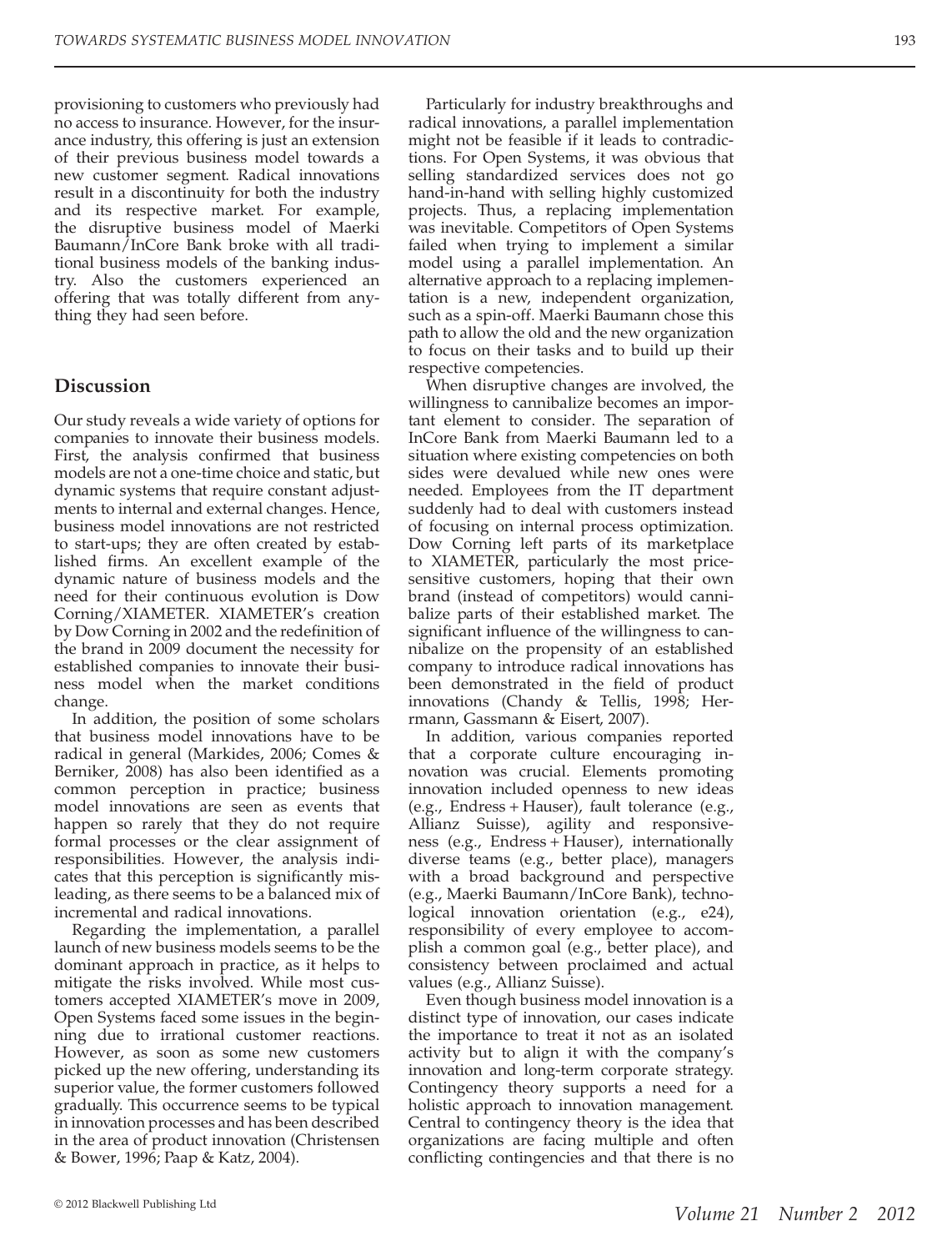provisioning to customers who previously had no access to insurance. However, for the insurance industry, this offering is just an extension of their previous business model towards a new customer segment. Radical innovations result in a discontinuity for both the industry and its respective market. For example, the disruptive business model of Maerki Baumann/InCore Bank broke with all traditional business models of the banking industry. Also the customers experienced an offering that was totally different from anything they had seen before.

## Discussion

Our study reveals a wide variety of options for companies to innovate their business models. First, the analysis confirmed that business models are not a one-time choice and static, but dynamic systems that require constant adjustments to internal and external changes. Hence, business model innovations are not restricted to start-ups; they are often created by established firms. An excellent example of the dynamic nature of business models and the need for their continuous evolution is Dow Corning/XIAMETER. XIAMETER's creation by Dow Corning in 2002 and the redefinition of the brand in 2009 document the necessity for established companies to innovate their business model when the market conditions change.

In addition, the position of some scholars that business model innovations have to be radical in general (Markides, 2006; Comes & Berniker, 2008) has also been identified as a common perception in practice; business model innovations are seen as events that happen so rarely that they do not require formal processes or the clear assignment of responsibilities. However, the analysis indicates that this perception is significantly misleading, as there seems to be a balanced mix of incremental and radical innovations.

Regarding the implementation, a parallel launch of new business models seems to be the dominant approach in practice, as it helps to mitigate the risks involved. While most customers accepted XIAMETER's move in 2009, Open Systems faced some issues in the beginning due to irrational customer reactions. However, as soon as some new customers picked up the new offering, understanding its superior value, the former customers followed gradually. This occurrence seems to be typical in innovation processes and has been described in the area of product innovation (Christensen & Bower, 1996; Paap & Katz, 2004).

Particularly for industry breakthroughs and radical innovations, a parallel implementation might not be feasible if it leads to contradictions. For Open Systems, it was obvious that selling standardized services does not go hand-in-hand with selling highly customized projects. Thus, a replacing implementation was inevitable. Competitors of Open Systems failed when trying to implement a similar model using a parallel implementation. An alternative approach to a replacing implementation is a new, independent organization, such as a spin-off. Maerki Baumann chose this path to allow the old and the new organization to focus on their tasks and to build up their respective competencies.

When disruptive changes are involved, the willingness to cannibalize becomes an important element to consider. The separation of InCore Bank from Maerki Baumann led to a situation where existing competencies on both sides were devalued while new ones were needed. Employees from the IT department suddenly had to deal with customers instead of focusing on internal process optimization. Dow Corning left parts of its marketplace to XIAMETER, particularly the most price-sensitive customers, hoping that their own brand (instead of competitors) would cannibalize parts of their established market. The significant influence of the willingness to cannibalize on the propensity of an established company to introduce radical innovations has been demonstrated in the field of product innovations (Chandy & Tellis, 1998; Herrmann, Gassmann & Eisert, 2007).

In addition, various companies reported that a corporate culture encouraging innovation was crucial. Elements promoting innovation included openness to new ideas (e.g., Endress + Hauser), fault tolerance (e.g., Allianz Suisse), agility and responsiveness (e.g., Endress + Hauser), internationally diverse teams (e.g., better place), managers with a broad background and perspective (e.g., Maerki Baumann/InCore Bank), technological innovation orientation (e.g., e24), responsibility of every employee to accomplish a common goal (e.g., better place), and consistency between proclaimed and actual values (e.g., Allianz Suisse).

Even though business model innovation is a distinct type of innovation, our cases indicate the importance to treat it not as an isolated activity but to align it with the company's innovation and long-term corporate strategy. Contingency theory supports a need for a holistic approach to innovation management. Central to contingency theory is the idea that organizations are facing multiple and often conflicting contingencies and that there is no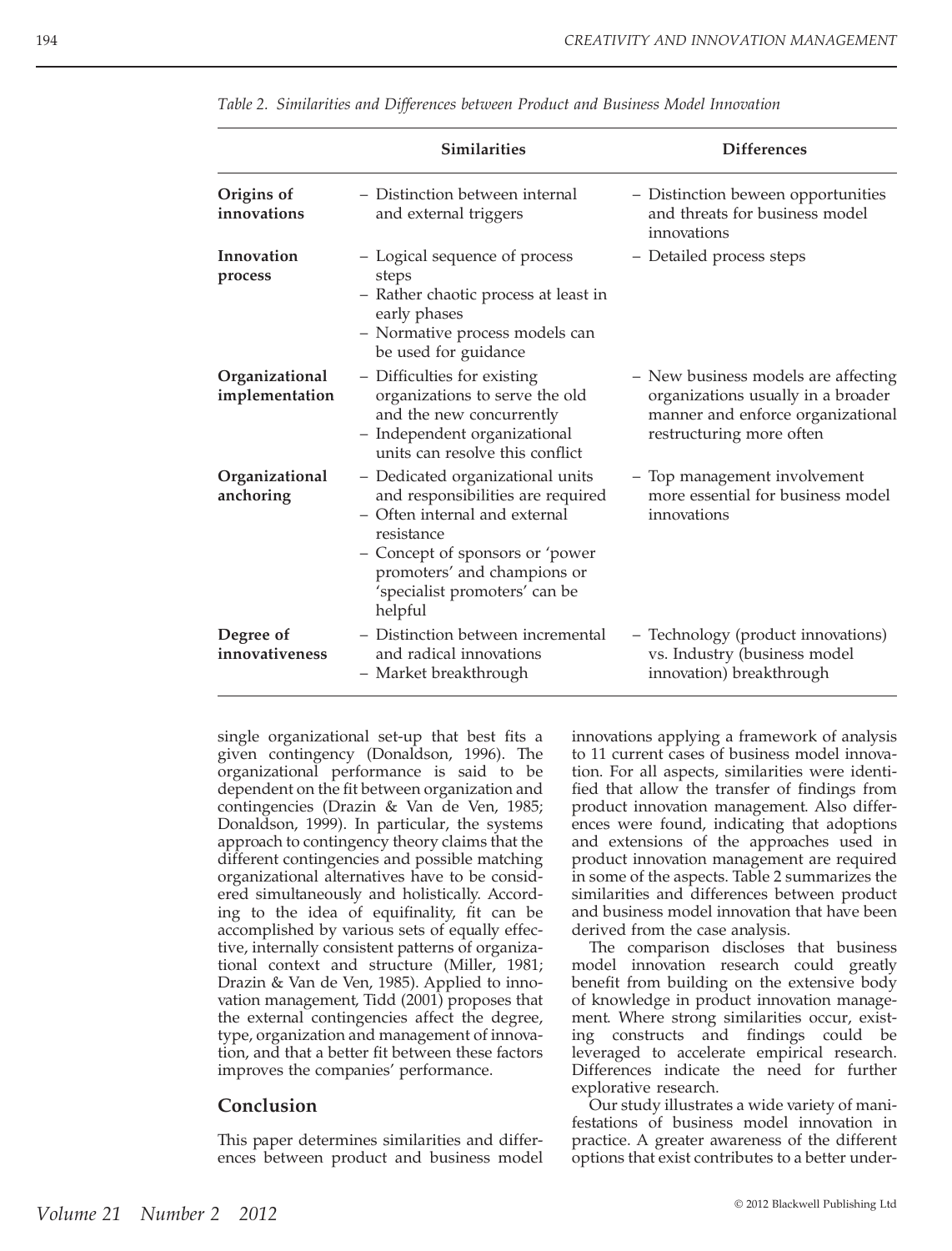*Table 2. Similarities and Differences between Product and Business Model Innovation*

| | Similarities | Differences |
|---|---|---|
| **Origins of innovations** | – Distinction between internal and external triggers | – Distinction beween opportunities and threats for business model innovations |
| **Innovation process** | – Logical sequence of process steps<br>– Rather chaotic process at least in early phases<br>– Normative process models can be used for guidance | – Detailed process steps |
| **Organizational implementation** | – Difficulties for existing organizations to serve the old and the new concurrently<br>– Independent organizational units can resolve this conflict | – New business models are affecting organizations usually in a broader manner and enforce organizational restructuring more often |
| **Organizational anchoring** | – Dedicated organizational units and responsibilities are required<br>– Often internal and external resistance<br>– Concept of sponsors or 'power promoters' and champions or 'specialist promoters' can be helpful | – Top management involvement more essential for business model innovations |
| **Degree of innovativeness** | – Distinction between incremental and radical innovations<br>– Market breakthrough | – Technology (product innovations) vs. Industry (business model innovation) breakthrough |

single organizational set-up that best fits a given contingency (Donaldson, 1996). The organizational performance is said to be dependent on the fit between organization and contingencies (Drazin & Van de Ven, 1985; Donaldson, 1999). In particular, the systems approach to contingency theory claims that the different contingencies and possible matching organizational alternatives have to be considered simultaneously and holistically. According to the idea of equifinality, fit can be accomplished by various sets of equally effective, internally consistent patterns of organizational context and structure (Miller, 1981; Drazin & Van de Ven, 1985). Applied to innovation management, Tidd (2001) proposes that the external contingencies affect the degree, type, organization and management of innovation, and that a better fit between these factors improves the companies' performance.

## Conclusion

This paper determines similarities and differences between product and business model innovations applying a framework of analysis to 11 current cases of business model innovation. For all aspects, similarities were identified that allow the transfer of findings from product innovation management. Also differences were found, indicating that adoptions and extensions of the approaches used in product innovation management are required in some of the aspects. Table 2 summarizes the similarities and differences between product and business model innovation that have been derived from the case analysis.

The comparison discloses that business model innovation research could greatly benefit from building on the extensive body of knowledge in product innovation management. Where strong similarities occur, existing constructs and findings could be leveraged to accelerate empirical research. Differences indicate the need for further explorative research.

Our study illustrates a wide variety of manifestations of business model innovation in practice. A greater awareness of the different options that exist contributes to a better under-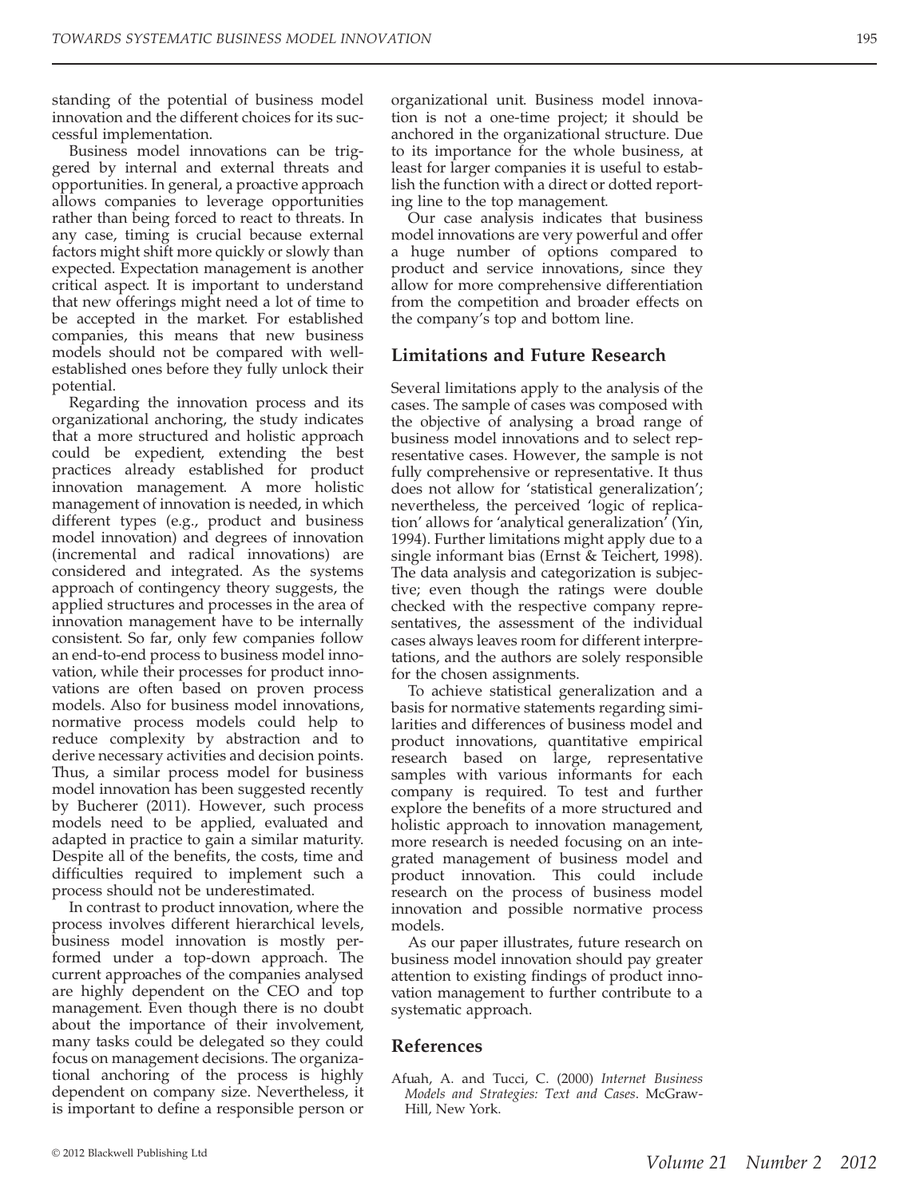standing of the potential of business model innovation and the different choices for its successful implementation.

Business model innovations can be triggered by internal and external threats and opportunities. In general, a proactive approach allows companies to leverage opportunities rather than being forced to react to threats. In any case, timing is crucial because external factors might shift more quickly or slowly than expected. Expectation management is another critical aspect. It is important to understand that new offerings might need a lot of time to be accepted in the market. For established companies, this means that new business models should not be compared with well-established ones before they fully unlock their potential.

Regarding the innovation process and its organizational anchoring, the study indicates that a more structured and holistic approach could be expedient, extending the best practices already established for product innovation management. A more holistic management of innovation is needed, in which different types (e.g., product and business model innovation) and degrees of innovation (incremental and radical innovations) are considered and integrated. As the systems approach of contingency theory suggests, the applied structures and processes in the area of innovation management have to be internally consistent. So far, only few companies follow an end-to-end process to business model innovation, while their processes for product innovations are often based on proven process models. Also for business model innovations, normative process models could help to reduce complexity by abstraction and to derive necessary activities and decision points. Thus, a similar process model for business model innovation has been suggested recently by Bucherer (2011). However, such process models need to be applied, evaluated and adapted in practice to gain a similar maturity. Despite all of the benefits, the costs, time and difficulties required to implement such a process should not be underestimated.

In contrast to product innovation, where the process involves different hierarchical levels, business model innovation is mostly performed under a top-down approach. The current approaches of the companies analysed are highly dependent on the CEO and top management. Even though there is no doubt about the importance of their involvement, many tasks could be delegated so they could focus on management decisions. The organizational anchoring of the process is highly dependent on company size. Nevertheless, it is important to define a responsible person or organizational unit. Business model innovation is not a one-time project; it should be anchored in the organizational structure. Due to its importance for the whole business, at least for larger companies it is useful to establish the function with a direct or dotted reporting line to the top management.

Our case analysis indicates that business model innovations are very powerful and offer a huge number of options compared to product and service innovations, since they allow for more comprehensive differentiation from the competition and broader effects on the company's top and bottom line.

## Limitations and Future Research

Several limitations apply to the analysis of the cases. The sample of cases was composed with the objective of analysing a broad range of business model innovations and to select representative cases. However, the sample is not fully comprehensive or representative. It thus does not allow for 'statistical generalization'; nevertheless, the perceived 'logic of replication' allows for 'analytical generalization' (Yin, 1994). Further limitations might apply due to a single informant bias (Ernst & Teichert, 1998). The data analysis and categorization is subjective; even though the ratings were double checked with the respective company representatives, the assessment of the individual cases always leaves room for different interpretations, and the authors are solely responsible for the chosen assignments.

To achieve statistical generalization and a basis for normative statements regarding similarities and differences of business model and product innovations, quantitative empirical research based on large, representative samples with various informants for each company is required. To test and further explore the benefits of a more structured and holistic approach to innovation management, more research is needed focusing on an integrated management of business model and product innovation. This could include research on the process of business model innovation and possible normative process models.

As our paper illustrates, future research on business model innovation should pay greater attention to existing findings of product innovation management to further contribute to a systematic approach.

## References

Afuah, A. and Tucci, C. (2000) *Internet Business Models and Strategies: Text and Cases*. McGraw-Hill, New York.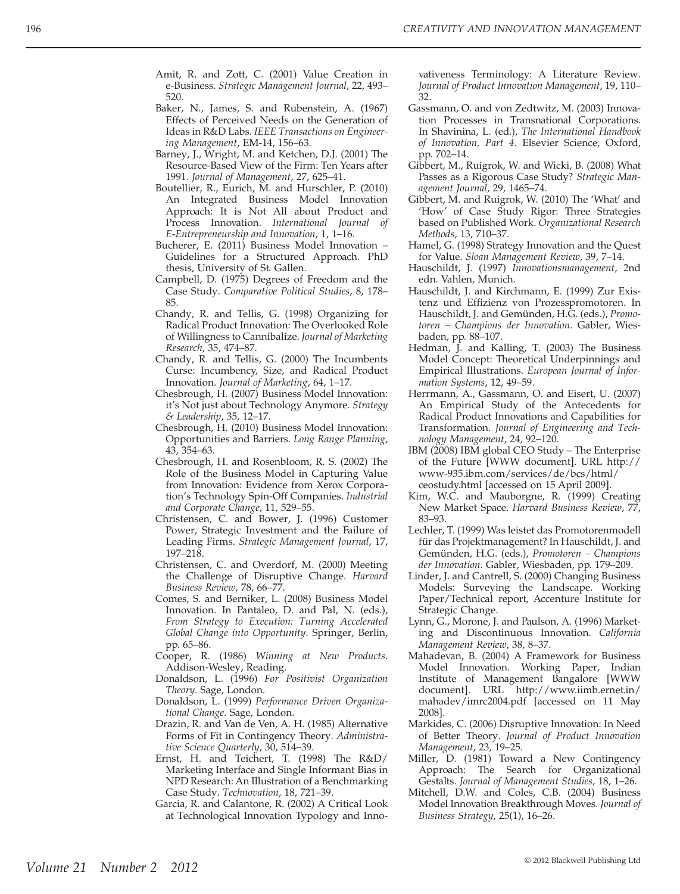Amit, R. and Zott, C. (2001) Value Creation in e-Business. *Strategic Management Journal*, 22, 493–520.

Baker, N., James, S. and Rubenstein, A. (1967) Effects of Perceived Needs on the Generation of Ideas in R&D Labs. *IEEE Transactions on Engineering Management*, EM-14, 156–63.

Barney, J., Wright, M. and Ketchen, D.J. (2001) The Resource-Based View of the Firm: Ten Years after 1991. *Journal of Management*, 27, 625–41.

Boutellier, R., Eurich, M. and Hurschler, P. (2010) An Integrated Business Model Innovation Approach: It is Not All about Product and Process Innovation. *International Journal of E-Entrepreneurship and Innovation*, 1, 1–16.

Bucherer, E. (2011) Business Model Innovation – Guidelines for a Structured Approach. PhD thesis, University of St. Gallen.

Campbell, D. (1975) Degrees of Freedom and the Case Study. *Comparative Political Studies*, 8, 178–85.

Chandy, R. and Tellis, G. (1998) Organizing for Radical Product Innovation: The Overlooked Role of Willingness to Cannibalize. *Journal of Marketing Research*, 35, 474–87.

Chandy, R. and Tellis, G. (2000) The Incumbents Curse: Incumbency, Size, and Radical Product Innovation. *Journal of Marketing*, 64, 1–17.

Chesbrough, H. (2007) Business Model Innovation: it's Not just about Technology Anymore. *Strategy & Leadership*, 35, 12–17.

Chesbrough, H. (2010) Business Model Innovation: Opportunities and Barriers. *Long Range Planning*, 43, 354–63.

Chesbrough, H. and Rosenbloom, R. S. (2002) The Role of the Business Model in Capturing Value from Innovation: Evidence from Xerox Corporation's Technology Spin-Off Companies. *Industrial and Corporate Change*, 11, 529–55.

Christensen, C. and Bower, J. (1996) Customer Power, Strategic Investment and the Failure of Leading Firms. *Strategic Management Journal*, 17, 197–218.

Christensen, C. and Overdorf, M. (2000) Meeting the Challenge of Disruptive Change. *Harvard Business Review*, 78, 66–77.

Comes, S. and Berniker, L. (2008) Business Model Innovation. In Pantaleo, D. and Pal, N. (eds.), *From Strategy to Execution: Turning Accelerated Global Change into Opportunity*. Springer, Berlin, pp. 65–86.

Cooper, R. (1986) *Winning at New Products*. Addison-Wesley, Reading.

Donaldson, L. (1996) *For Positivist Organization Theory*. Sage, London.

Donaldson, L. (1999) *Performance Driven Organizational Change*. Sage, London.

Drazin, R. and Van de Ven, A. H. (1985) Alternative Forms of Fit in Contingency Theory. *Administrative Science Quarterly*, 30, 514–39.

Ernst, H. and Teichert, T. (1998) The R&D/Marketing Interface and Single Informant Bias in NPD Research: An Illustration of a Benchmarking Case Study. *Technovation*, 18, 721–39.

Garcia, R. and Calantone, R. (2002) A Critical Look at Technological Innovation Typology and Innovativeness Terminology: A Literature Review. *Journal of Product Innovation Management*, 19, 110–32.

Gassmann, O. and von Zedtwitz, M. (2003) Innovation Processes in Transnational Corporations. In Shavinina, L. (ed.), *The International Handbook of Innovation, Part 4*. Elsevier Science, Oxford, pp. 702–14.

Gibbert, M., Ruigrok, W. and Wicki, B. (2008) What Passes as a Rigorous Case Study? *Strategic Management Journal*, 29, 1465–74.

Gibbert, M. and Ruigrok, W. (2010) The 'What' and 'How' of Case Study Rigor: Three Strategies based on Published Work. *Organizational Research Methods*, 13, 710–37.

Hamel, G. (1998) Strategy Innovation and the Quest for Value. *Sloan Management Review*, 39, 7–14.

Hauschildt, J. (1997) *Innovationsmanagement*, 2nd edn. Vahlen, Munich.

Hauschildt, J. and Kirchmann, E. (1999) Zur Existenz und Effizienz von Prozesspromotoren. In Hauschildt, J. and Gemünden, H.G. (eds.), *Promotoren – Champions der Innovation*. Gabler, Wiesbaden, pp. 88–107.

Hedman, J. and Kalling, T. (2003) The Business Model Concept: Theoretical Underpinnings and Empirical Illustrations. *European Journal of Information Systems*, 12, 49–59.

Herrmann, A., Gassmann, O. and Eisert, U. (2007) An Empirical Study of the Antecedents for Radical Product Innovations and Capabilities for Transformation. *Journal of Engineering and Technology Management*, 24, 92–120.

IBM (2008) IBM global CEO Study – The Enterprise of the Future [WWW document]. URL http://www-935.ibm.com/services/de/bcs/html/ceostudy.html [accessed on 15 April 2009].

Kim, W.C. and Mauborgne, R. (1999) Creating New Market Space. *Harvard Business Review*, 77, 83–93.

Lechler, T. (1999) Was leistet das Promotorenmodell für das Projektmanagement? In Hauschildt, J. and Gemünden, H.G. (eds.), *Promotoren – Champions der Innovation*. Gabler, Wiesbaden, pp. 179–209.

Linder, J. and Cantrell, S. (2000) Changing Business Models: Surveying the Landscape. Working Paper/Technical report, Accenture Institute for Strategic Change.

Lynn, G., Morone, J. and Paulson, A. (1996) Marketing and Discontinuous Innovation. *California Management Review*, 38, 8–37.

Mahadevan, B. (2004) A Framework for Business Model Innovation. Working Paper, Indian Institute of Management Bangalore [WWW document]. URL http://www.iimb.ernet.in/mahadev/imrc2004.pdf [accessed on 11 May 2008].

Markides, C. (2006) Disruptive Innovation: In Need of Better Theory. *Journal of Product Innovation Management*, 23, 19–25.

Miller, D. (1981) Toward a New Contingency Approach: The Search for Organizational Gestalts. *Journal of Management Studies*, 18, 1–26.

Mitchell, D.W. and Coles, C.B. (2004) Business Model Innovation Breakthrough Moves. *Journal of Business Strategy*, 25(1), 16–26.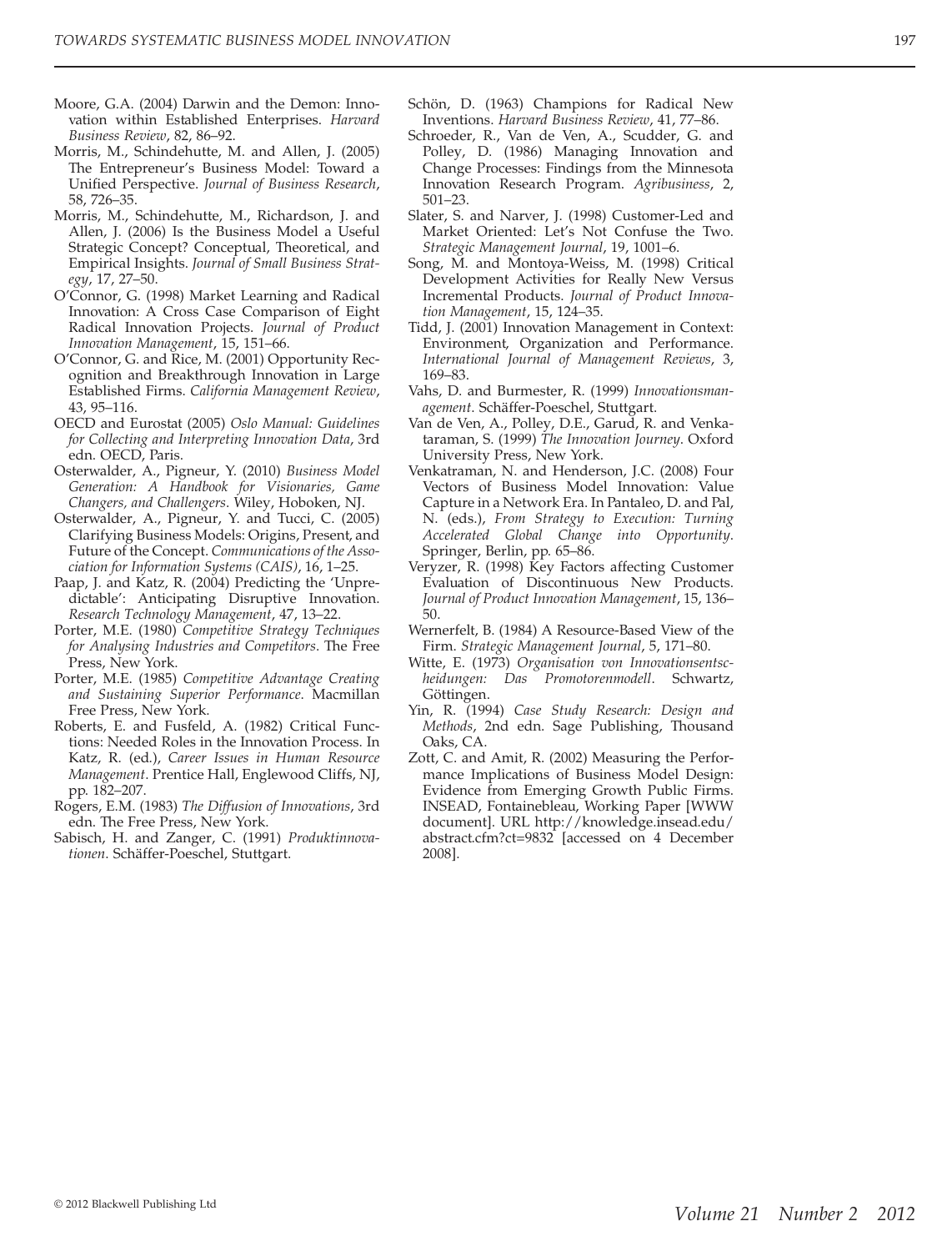Moore, G.A. (2004) Darwin and the Demon: Innovation within Established Enterprises. *Harvard Business Review*, 82, 86–92.

Morris, M., Schindehutte, M. and Allen, J. (2005) The Entrepreneur's Business Model: Toward a Unified Perspective. *Journal of Business Research*, 58, 726–35.

Morris, M., Schindehutte, M., Richardson, J. and Allen, J. (2006) Is the Business Model a Useful Strategic Concept? Conceptual, Theoretical, and Empirical Insights. *Journal of Small Business Strategy*, 17, 27–50.

O'Connor, G. (1998) Market Learning and Radical Innovation: A Cross Case Comparison of Eight Radical Innovation Projects. *Journal of Product Innovation Management*, 15, 151–66.

O'Connor, G. and Rice, M. (2001) Opportunity Recognition and Breakthrough Innovation in Large Established Firms. *California Management Review*, 43, 95–116.

OECD and Eurostat (2005) *Oslo Manual: Guidelines for Collecting and Interpreting Innovation Data*, 3rd edn. OECD, Paris.

Osterwalder, A., Pigneur, Y. (2010) *Business Model Generation: A Handbook for Visionaries, Game Changers, and Challengers*. Wiley, Hoboken, NJ.

Osterwalder, A., Pigneur, Y. and Tucci, C. (2005) Clarifying Business Models: Origins, Present, and Future of the Concept. *Communications of the Association for Information Systems (CAIS)*, 16, 1–25.

Paap, J. and Katz, R. (2004) Predicting the 'Unpredictable': Anticipating Disruptive Innovation. *Research Technology Management*, 47, 13–22.

Porter, M.E. (1980) *Competitive Strategy Techniques for Analysing Industries and Competitors*. The Free Press, New York.

Porter, M.E. (1985) *Competitive Advantage Creating and Sustaining Superior Performance*. Macmillan Free Press, New York.

Roberts, E. and Fusfeld, A. (1982) Critical Functions: Needed Roles in the Innovation Process. In Katz, R. (ed.), *Career Issues in Human Resource Management*. Prentice Hall, Englewood Cliffs, NJ, pp. 182–207.

Rogers, E.M. (1983) *The Diffusion of Innovations*, 3rd edn. The Free Press, New York.

Sabisch, H. and Zanger, C. (1991) *Produktinnovationen*. Schäffer-Poeschel, Stuttgart.

Schön, D. (1963) Champions for Radical New Inventions. *Harvard Business Review*, 41, 77–86.

Schroeder, R., Van de Ven, A., Scudder, G. and Polley, D. (1986) Managing Innovation and Change Processes: Findings from the Minnesota Innovation Research Program. *Agribusiness*, 2, 501–23.

Slater, S. and Narver, J. (1998) Customer-Led and Market Oriented: Let's Not Confuse the Two. *Strategic Management Journal*, 19, 1001–6.

Song, M. and Montoya-Weiss, M. (1998) Critical Development Activities for Really New Versus Incremental Products. *Journal of Product Innovation Management*, 15, 124–35.

Tidd, J. (2001) Innovation Management in Context: Environment, Organization and Performance. *International Journal of Management Reviews*, 3, 169–83.

Vahs, D. and Burmester, R. (1999) *Innovationsmanagement*. Schäffer-Poeschel, Stuttgart.

Van de Ven, A., Polley, D.E., Garud, R. and Venkataraman, S. (1999) *The Innovation Journey*. Oxford University Press, New York.

Venkatraman, N. and Henderson, J.C. (2008) Four Vectors of Business Model Innovation: Value Capture in a Network Era. In Pantaleo, D. and Pal, N. (eds.), *From Strategy to Execution: Turning Accelerated Global Change into Opportunity*. Springer, Berlin, pp. 65–86.

Veryzer, R. (1998) Key Factors affecting Customer Evaluation of Discontinuous New Products. *Journal of Product Innovation Management*, 15, 136–50.

Wernerfelt, B. (1984) A Resource-Based View of the Firm. *Strategic Management Journal*, 5, 171–80.

Witte, E. (1973) *Organisation von Innovationsentscheidungen: Das Promotorenmodell*. Schwartz, Göttingen.

Yin, R. (1994) *Case Study Research: Design and Methods*, 2nd edn. Sage Publishing, Thousand Oaks, CA.

Zott, C. and Amit, R. (2002) Measuring the Performance Implications of Business Model Design: Evidence from Emerging Growth Public Firms. INSEAD, Fontainebleau, Working Paper [WWW document]. URL http://knowledge.insead.edu/abstract.cfm?ct=9832 [accessed on 4 December 2008].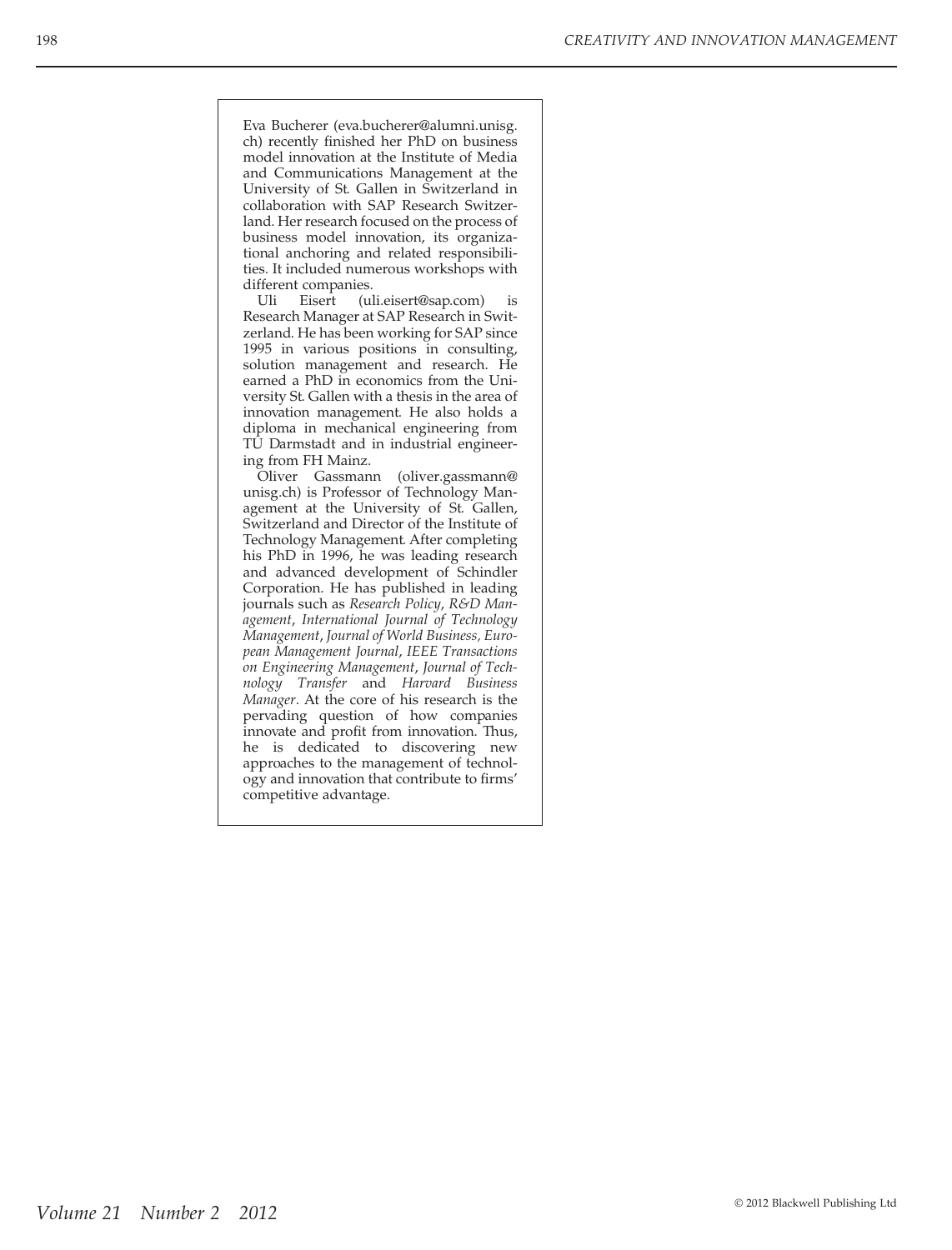Eva Bucherer (eva.bucherer@alumni.unisg.ch) recently finished her PhD on business model innovation at the Institute of Media and Communications Management at the University of St. Gallen in Switzerland in collaboration with SAP Research Switzerland. Her research focused on the process of business model innovation, its organizational anchoring and related responsibilities. It included numerous workshops with different companies.

Uli Eisert (uli.eisert@sap.com) is Research Manager at SAP Research in Switzerland. He has been working for SAP since 1995 in various positions in consulting, solution management and research. He earned a PhD in economics from the University St. Gallen with a thesis in the area of innovation management. He also holds a diploma in mechanical engineering from TU Darmstadt and in industrial engineering from FH Mainz.

Oliver Gassmann (oliver.gassmann@unisg.ch) is Professor of Technology Management at the University of St. Gallen, Switzerland and Director of the Institute of Technology Management. After completing his PhD in 1996, he was leading research and advanced development of Schindler Corporation. He has published in leading journals such as *Research Policy*, *R&D Management*, *International Journal of Technology Management*, *Journal of World Business, European Management Journal*, *IEEE Transactions on Engineering Management*, *Journal of Technology Transfer* and *Harvard Business Manager*. At the core of his research is the pervading question of how companies innovate and profit from innovation. Thus, he is dedicated to discovering new approaches to the management of technology and innovation that contribute to firms' competitive advantage.